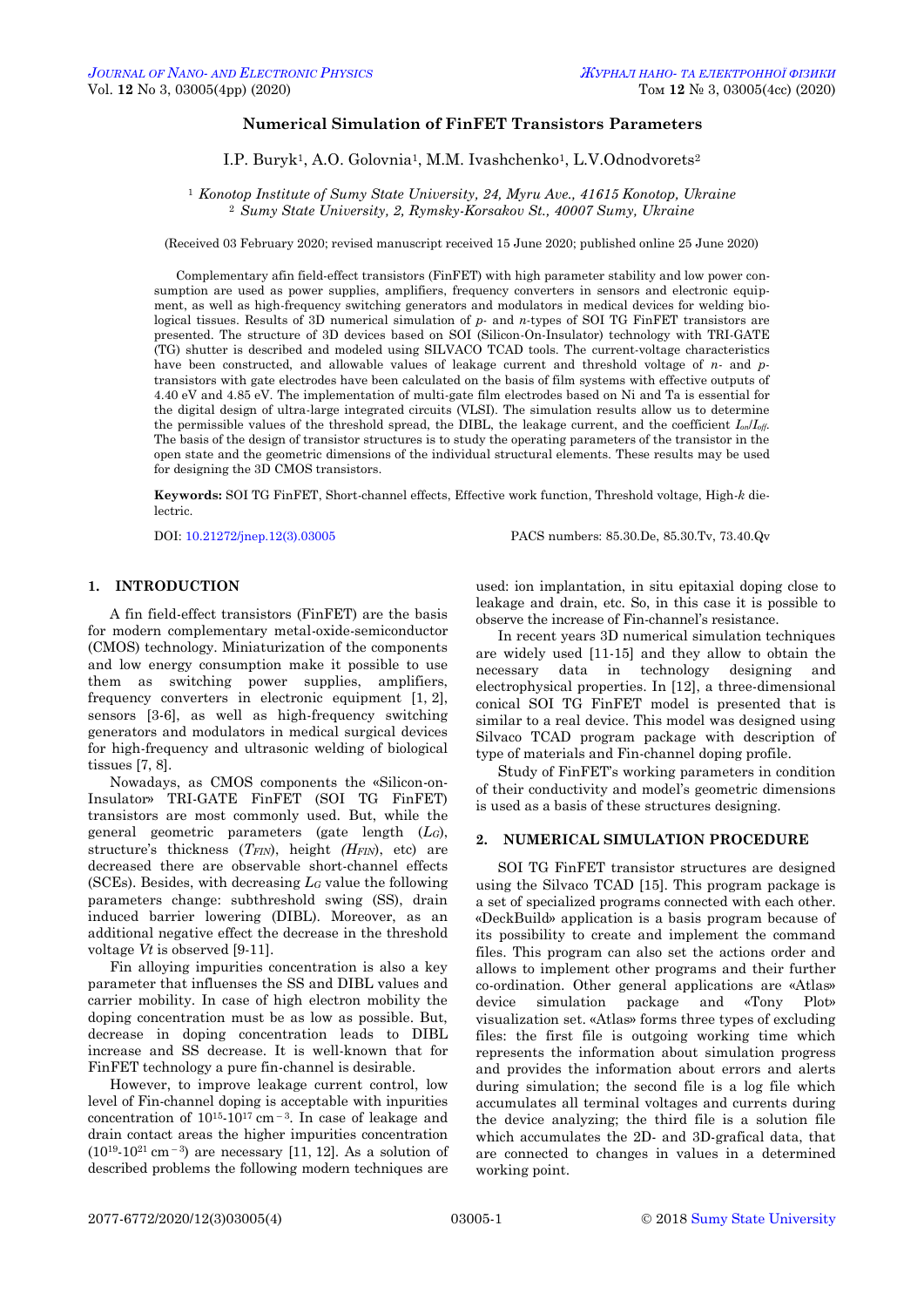# Numerical Simulation of FinFET Transistors Parameters

I.P. Buryk[1], A.O. Golovnia[1], M.M. Ivashchenko[1], L.V.Odnodvorets[2]

[1] *Konotop Institute of Sumy State University, 24, Myru Ave., 41615 Konotop, Ukraine*
[2] *Sumy State University, 2, Rymsky-Korsakov St., 40007 Sumy, Ukraine*

(Received 03 February 2020; revised manuscript received 15 June 2020; published online 25 June 2020)

Complementary afin field-effect transistors (FinFET) with high parameter stability and low power consumption are used as power supplies, amplifiers, frequency converters in sensors and electronic equipment, as well as high-frequency switching generators and modulators in medical devices for welding biological tissues. Results of 3D numerical simulation of *p*- and *n*-types of SOI TG FinFET transistors are presented. The structure of 3D devices based on SOI (Silicon-On-Insulator) technology with TRI-GATE (TG) shutter is described and modeled using SILVACO TCAD tools. The current-voltage characteristics have been constructed, and allowable values of leakage current and threshold voltage of *n*- and *p*-transistors with gate electrodes have been calculated on the basis of film systems with effective outputs of 4.40 eV and 4.85 eV. The implementation of multi-gate film electrodes based on Ni and Ta is essential for the digital design of ultra-large integrated circuits (VLSI). The simulation results allow us to determine the permissible values of the threshold spread, the DIBL, the leakage current, and the coefficient $I_{on}/I_{off}$. The basis of the design of transistor structures is to study the operating parameters of the transistor in the open state and the geometric dimensions of the individual structural elements. These results may be used for designing the 3D CMOS transistors.

**Keywords:** SOI TG FinFET, Short-channel effects, Effective work function, Threshold voltage, High-*k* dielectric.

DOI: 10.21272/jnep.12(3).03005 PACS numbers: 85.30.De, 85.30.Tv, 73.40.Qv

## 1. INTRODUCTION

A fin field-effect transistors (FinFET) are the basis for modern complementary metal-oxide-semiconductor (CMOS) technology. Miniaturization of the components and low energy consumption make it possible to use them as switching power supplies, amplifiers, frequency converters in electronic equipment [1, 2], sensors [3-6], as well as high-frequency switching generators and modulators in medical surgical devices for high-frequency and ultrasonic welding of biological tissues [7, 8].

Nowadays, as CMOS components the «Silicon-on-Insulator» TRI-GATE FinFET (SOI TG FinFET) transistors are most commonly used. But, while the general geometric parameters (gate length ($L_G$), structure's thickness ($T_{FIN}$), height ($H_{FIN}$), etc) are decreased there are observable short-channel effects (SCEs). Besides, with decreasing $L_G$ value the following parameters change: subthreshold swing (SS), drain induced barrier lowering (DIBL). Moreover, as an additional negative effect the decrease in the threshold voltage $Vt$ is observed [9-11].

Fin alloying impurities concentration is also a key parameter that influenses the SS and DIBL values and carrier mobility. In case of high electron mobility the doping concentration must be as low as possible. But, decrease in doping concentration leads to DIBL increase and SS decrease. It is well-known that for FinFET technology a pure fin-channel is desirable.

However, to improve leakage current control, low level of Fin-channel doping is acceptable with inpurities concentration of $10^{15}$-$10^{17}$ cm$^{-3}$. In case of leakage and drain contact areas the higher impurities concentration ($10^{19}$-$10^{21}$ cm$^{-3}$) are necessary [11, 12]. As a solution of described problems the following modern techniques are used: ion implantation, in situ epitaxial doping close to leakage and drain, etc. So, in this case it is possible to observe the increase of Fin-channel's resistance.

In recent years 3D numerical simulation techniques are widely used [11-15] and they allow to obtain the necessary data in technology designing and electrophysical properties. In [12], a three-dimensional conical SOI TG FinFET model is presented that is similar to a real device. This model was designed using Silvaco TCAD program package with description of type of materials and Fin-channel doping profile.

Study of FinFET's working parameters in condition of their conductivity and model's geometric dimensions is used as a basis of these structures designing.

## 2. NUMERICAL SIMULATION PROCEDURE

SOI TG FinFET transistor structures are designed using the Silvaco TCAD [15]. This program package is a set of specialized programs connected with each other. «DeckBuild» application is a basis program because of its possibility to create and implement the command files. This program can also set the actions order and allows to implement other programs and their further co-ordination. Other general applications are «Atlas» device simulation package and «Tony Plot» visualization set. «Atlas» forms three types of excluding files: the first file is outgoing working time which represents the information about simulation progress and provides the information about errors and alerts during simulation; the second file is a log file which accumulates all terminal voltages and currents during the device analyzing; the third file is a solution file which accumulates the 2D- and 3D-grafical data, that are connected to changes in values in a determined working point.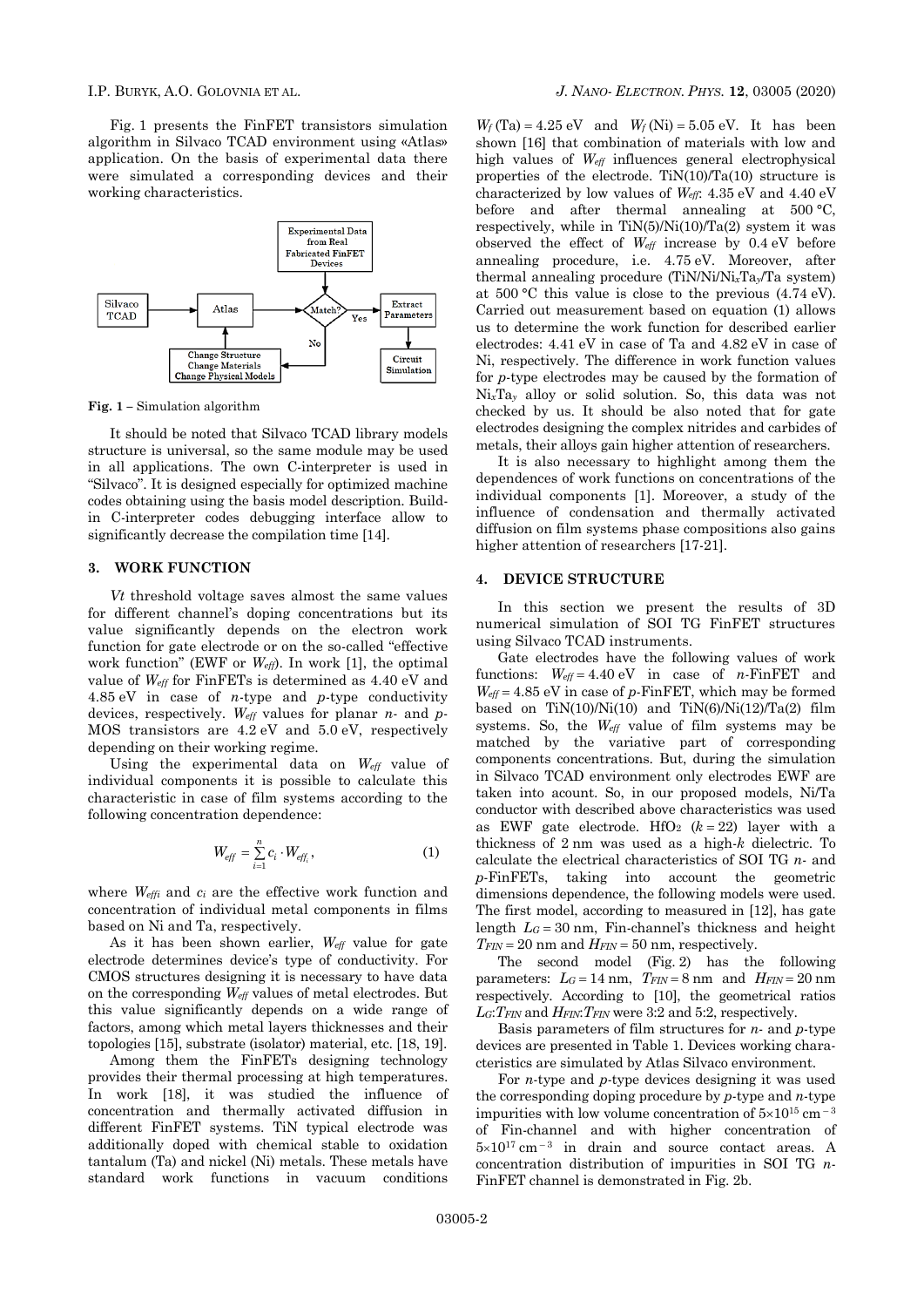Fig. 1 presents the FinFET transistors simulation algorithm in Silvaco TCAD environment using «Atlas» application. On the basis of experimental data there were simulated a corresponding devices and their working characteristics.

**Fig. 1** – Simulation algorithm

It should be noted that Silvaco TCAD library models structure is universal, so the same module may be used in all applications. The own C-interpreter is used in "Silvaco". It is designed especially for optimized machine codes obtaining using the basis model description. Build-in C-interpreter codes debugging interface allow to significantly decrease the compilation time [14].

## 3. WORK FUNCTION

*Vt* threshold voltage saves almost the same values for different channel's doping concentrations but its value significantly depends on the electron work function for gate electrode or on the so-called "effective work function" (EWF or $W_{eff}$). In work [1], the optimal value of $W_{eff}$ for FinFETs is determined as 4.40 eV and 4.85 eV in case of *n*-type and *p*-type conductivity devices, respectively. $W_{eff}$ values for planar *n*- and *p*-MOS transistors are 4.2 eV and 5.0 eV, respectively depending on their working regime.

Using the experimental data on $W_{eff}$ value of individual components it is possible to calculate this characteristic in case of film systems according to the following concentration dependence:

$$W_{eff} = \sum_{i=1}^{n} c_i \cdot W_{eff_i}, \tag{1}$$

where $W_{effi}$ and $c_i$ are the effective work function and concentration of individual metal components in films based on Ni and Ta, respectively.

As it has been shown earlier, $W_{eff}$ value for gate electrode determines device's type of conductivity. For CMOS structures designing it is necessary to have data on the corresponding $W_{eff}$ values of metal electrodes. But this value significantly depends on a wide range of factors, among which metal layers thicknesses and their topologies [15], substrate (isolator) material, etc. [18, 19].

Among them the FinFETs designing technology provides their thermal processing at high temperatures. In work [18], it was studied the influence of concentration and thermally activated diffusion in different FinFET systems. TiN typical electrode was additionally doped with chemical stable to oxidation tantalum (Ta) and nickel (Ni) metals. These metals have standard work functions in vacuum conditions $W_f$ (Ta) = 4.25 eV and $W_f$ (Ni) = 5.05 eV. It has been shown [16] that combination of materials with low and high values of $W_{eff}$ influences general electrophysical properties of the electrode. TiN(10)/Ta(10) structure is characterized by low values of $W_{eff}$: 4.35 eV and 4.40 eV before and after thermal annealing at 500 °C, respectively, while in TiN(5)/Ni(10)/Ta(2) system it was observed the effect of $W_{eff}$ increase by 0.4 eV before annealing procedure, i.e. 4.75 eV. Moreover, after thermal annealing procedure (TiN/Ni/$Ni_xTa_y$/Ta system) at 500 °C this value is close to the previous (4.74 eV). Carried out measurement based on equation (1) allows us to determine the work function for described earlier electrodes: 4.41 eV in case of Ta and 4.82 eV in case of Ni, respectively. The difference in work function values for *p*-type electrodes may be caused by the formation of $Ni_xTa_y$ alloy or solid solution. So, this data was not checked by us. It should be also noted that for gate electrodes designing the complex nitrides and carbides of metals, their alloys gain higher attention of researchers.

It is also necessary to highlight among them the dependences of work functions on concentrations of the individual components [1]. Moreover, a study of the influence of condensation and thermally activated diffusion on film systems phase compositions also gains higher attention of researchers [17-21].

## 4. DEVICE STRUCTURE

In this section we present the results of 3D numerical simulation of SOI TG FinFET structures using Silvaco TCAD instruments.

Gate electrodes have the following values of work functions: $W_{eff}$ = 4.40 eV in case of *n*-FinFET and $W_{eff}$ = 4.85 eV in case of *p*-FinFET, which may be formed based on TiN(10)/Ni(10) and TiN(6)/Ni(12)/Ta(2) film systems. So, the $W_{eff}$ value of film systems may be matched by the variative part of corresponding components concentrations. But, during the simulation in Silvaco TCAD environment only electrodes EWF are taken into acount. So, in our proposed models, Ni/Ta conductor with described above characteristics was used as EWF gate electrode. $HfO_2$ ($k$ = 22) layer with a thickness of 2 nm was used as a high-*k* dielectric. To calculate the electrical characteristics of SOI TG *n*- and *p*-FinFETs, taking into account the geometric dimensions dependence, the following models were used. The first model, according to measured in [12], has gate length $L_G$ = 30 nm, Fin-channel's thickness and height $T_{FIN}$ = 20 nm and $H_{FIN}$ = 50 nm, respectively.

The second model (Fig. 2) has the following parameters: $L_G$ = 14 nm, $T_{FIN}$ = 8 nm and $H_{FIN}$ = 20 nm respectively. According to [10], the geometrical ratios $L_G$:$T_{FIN}$ and $H_{FIN}$:$T_{FIN}$ were 3:2 and 5:2, respectively.

Basis parameters of film structures for *n*- and *p*-type devices are presented in Table 1. Devices working characteristics are simulated by Atlas Silvaco environment.

For *n*-type and *p*-type devices designing it was used the corresponding doping procedure by *p*-type and *n*-type impurities with low volume concentration of $5\times10^{15}$ cm$^{-3}$ of Fin-channel and with higher concentration of $5\times10^{17}$ cm$^{-3}$ in drain and source contact areas. A concentration distribution of impurities in SOI TG *n*-FinFET channel is demonstrated in Fig. 2b.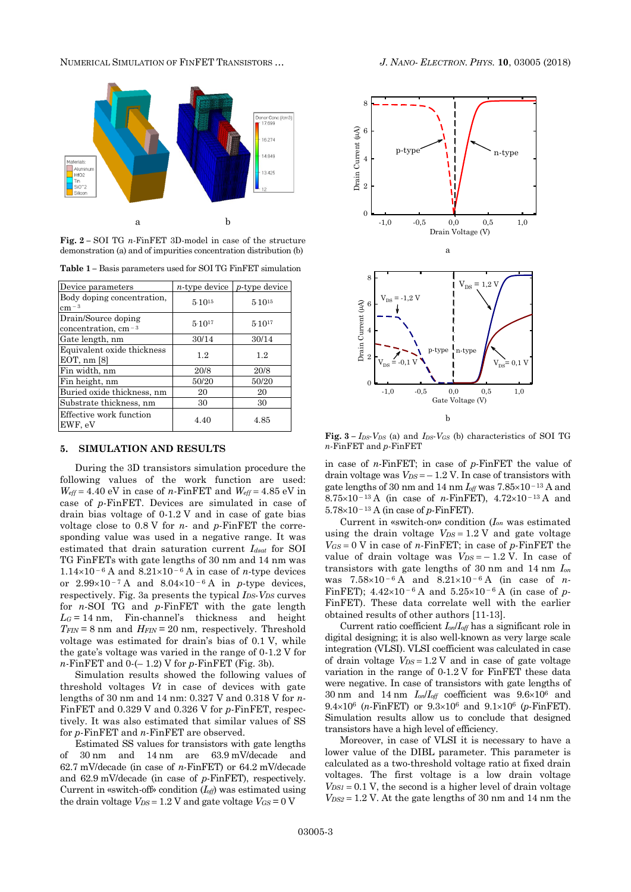Fig. 2 – SOI TG $n$-FinFET 3D-model in case of the structure demonstration (a) and of impurities concentration distribution (b)

Table 1 – Basis parameters used for SOI TG FinFET simulation

| Device parameters | $n$-type device | $p$-type device |
|---|---|---|
| Body doping concentration, $cm^{-3}$ | $5 \cdot 10^{15}$ | $5 \cdot 10^{15}$ |
| Drain/Source doping concentration, $cm^{-3}$ | $5 \cdot 10^{17}$ | $5 \cdot 10^{17}$ |
| Gate length, nm | 30/14 | 30/14 |
| Equivalent oxide thickness EOT, nm [8] | 1.2 | 1.2 |
| Fin width, nm | 20/8 | 20/8 |
| Fin height, nm | 50/20 | 50/20 |
| Buried oxide thickness, nm | 20 | 20 |
| Substrate thickness, nm | 30 | 30 |
| Effective work function EWF, eV | 4.40 | 4.85 |

## 5. SIMULATION AND RESULTS

During the 3D transistors simulation procedure the following values of the work function are used: $W_{eff}$ = 4.40 eV in case of $n$-FinFET and $W_{eff}$ = 4.85 eV in case of $p$-FinFET. Devices are simulated in case of drain bias voltage of 0-1.2 V and in case of gate bias voltage close to 0.8 V for $n$- and $p$-FinFET the corresponding value was used in a negative range. It was estimated that drain saturation current $I_{dsat}$ for SOI TG FinFETs with gate lengths of 30 nm and 14 nm was $1.14 \times 10^{-6}$ A and $8.21 \times 10^{-6}$ A in case of $n$-type devices or $2.99 \times 10^{-7}$ A and $8.04 \times 10^{-6}$ A in $p$-type devices, respectively. Fig. 3a presents the typical $I_{DS}$-$V_{DS}$ curves for $n$-SOI TG and $p$-FinFET with the gate length $L_G$ = 14 nm, Fin-channel's thickness and height $T_{FIN}$ = 8 nm and $H_{FIN}$ = 20 nm, respectively. Threshold voltage was estimated for drain's bias of 0.1 V, while the gate's voltage was varied in the range of 0-1.2 V for $n$-FinFET and 0-(– 1.2) V for $p$-FinFET (Fig. 3b).

Simulation results showed the following values of threshold voltages $Vt$ in case of devices with gate lengths of 30 nm and 14 nm: 0.327 V and 0.318 V for $n$-FinFET and 0.329 V and 0.326 V for $p$-FinFET, respectively. It was also estimated that similar values of SS for $p$-FinFET and $n$-FinFET are observed.

Estimated SS values for transistors with gate lengths of 30 nm and 14 nm are 63.9 mV/decade and 62.7 mV/decade (in case of $n$-FinFET) or 64.2 mV/decade and 62.9 mV/decade (in case of $p$-FinFET), respectively. Current in «switch-off» condition ($I_{off}$) was estimated using the drain voltage $V_{DS}$ = 1.2 V and gate voltage $V_{GS}$ = 0 V in case of $n$-FinFET; in case of $p$-FinFET the value of drain voltage was $V_{DS}$ = – 1.2 V. In case of transistors with gate lengths of 30 nm and 14 nm $I_{off}$ was $7.85 \times 10^{-13}$ A and $8.75 \times 10^{-13}$ A (in case of $n$-FinFET), $4.72 \times 10^{-13}$ A and $5.78 \times 10^{-13}$ A (in case of $p$-FinFET).

Fig. 3 – $I_{DS}$-$V_{DS}$ (a) and $I_{DS}$-$V_{GS}$ (b) characteristics of SOI TG $n$-FinFET and $p$-FinFET

Current in «switch-on» condition ($I_{on}$ was estimated using the drain voltage $V_{DS}$ = 1.2 V and gate voltage $V_{GS}$ = 0 V in case of $n$-FinFET; in case of $p$-FinFET the value of drain voltage was $V_{DS}$ = – 1.2 V. In case of transistors with gate lengths of 30 nm and 14 nm $I_{on}$ was $7.58 \times 10^{-6}$ A and $8.21 \times 10^{-6}$ A (in case of $n$-FinFET); $4.42 \times 10^{-6}$ A and $5.25 \times 10^{-6}$ A (in case of $p$-FinFET). These data correlate well with the earlier obtained results of other authors [11-13].

Current ratio coefficient $I_{on}/I_{off}$ has a significant role in digital designing; it is also well-known as very large scale integration (VLSI). VLSI coefficient was calculated in case of drain voltage $V_{DS}$ = 1.2 V and in case of gate voltage variation in the range of 0-1.2 V for FinFET these data were negative. In case of transistors with gate lengths of 30 nm and 14 nm $I_{on}/I_{off}$ coefficient was $9.6 \times 10^{6}$ and $9.4 \times 10^{6}$ ($n$-FinFET) or $9.3 \times 10^{6}$ and $9.1 \times 10^{6}$ ($p$-FinFET). Simulation results allow us to conclude that designed transistors have a high level of efficiency.

Moreover, in case of VLSI it is necessary to have a lower value of the DIBL parameter. This parameter is calculated as a two-threshold voltage ratio at fixed drain voltages. The first voltage is a low drain voltage $V_{DS1}$ = 0.1 V, the second is a higher level of drain voltage $V_{DS2}$ = 1.2 V. At the gate lengths of 30 nm and 14 nm the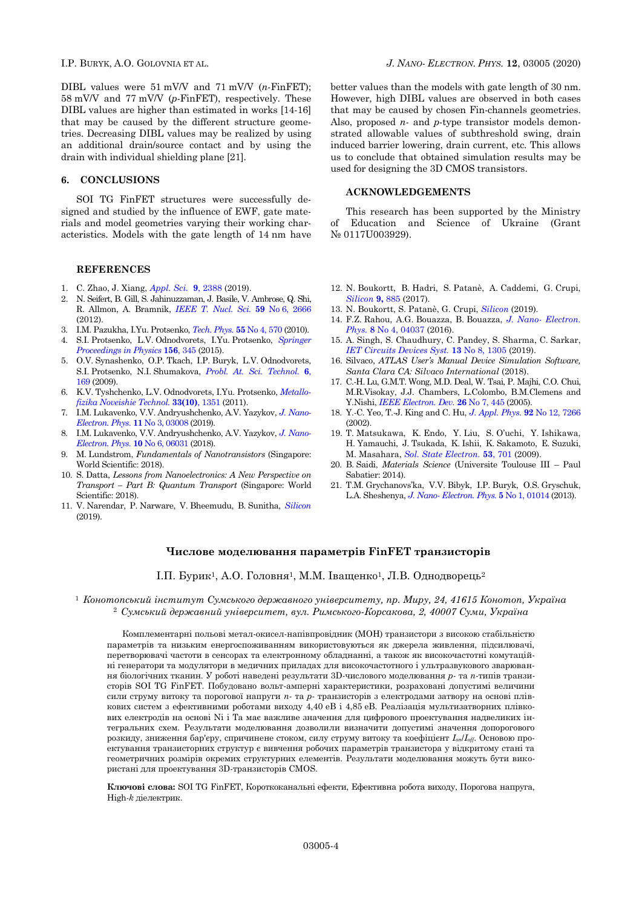DIBL values were 51 mV/V and 71 mV/V (*n*-FinFET); 58 mV/V and 77 mV/V (*p*-FinFET), respectively. These DIBL values are higher than estimated in works [14-16] that may be caused by the different structure geometries. Decreasing DIBL values may be realized by using an additional drain/source contact and by using the drain with individual shielding plane [21].

## 6. CONCLUSIONS

SOI TG FinFET structures were successfully designed and studied by the influence of EWF, gate materials and model geometries varying their working characteristics. Models with the gate length of 14 nm have better values than the models with gate length of 30 nm. However, high DIBL values are observed in both cases that may be caused by chosen Fin-channels geometries. Also, proposed *n*- and *p*-type transistor models demonstrated allowable values of subthreshold swing, drain induced barrier lowering, drain current, etc. This allows us to conclude that obtained simulation results may be used for designing the 3D CMOS transistors.

## ACKNOWLEDGEMENTS

This research has been supported by the Ministry of Education and Science of Ukraine (Grant № 0117U003929).

## REFERENCES

1. C. Zhao, J. Xiang, *Appl. Sci.* **9**, 2388 (2019).
2. N. Seifert, B. Gill, S. Jahinuzzaman, J. Basile, V. Ambrose, Q. Shi, R. Allmon, A. Bramnik, *IEEE T. Nucl. Sci.* **59** No 6, 2666 (2012).
3. I.M. Pazukha, I.Yu. Protsenko, *Tech. Phys.* **55** No 4, 570 (2010).
4. S.I. Protsenko, L.V. Odnodvorets, I.Yu. Protsenko, *Springer Proceedings in Physics* **156**, 345 (2015).
5. O.V. Synashenko, O.P. Tkach, I.P. Buryk, L.V. Odnodvorets, S.I. Protsenko, N.I. Shumakova, *Probl. At. Sci. Technol.* **6**, 169 (2009).
6. K.V. Tyshchenko, L.V. Odnodvorets, I.Yu. Protsenko, *Metallofizika Noveishie Technol.* **33(10)**, 1351 (2011).
7. I.M. Lukavenko, V.V. Andryushchenko, A.V. Yazykov, *J. Nano- Electron. Phys.* **11** No 3, 03008 (2019).
8. I.M. Lukavenko, V.V. Andryushchenko, A.V. Yazykov, *J. Nano- Electron. Phys.* **10** No 6, 06031 (2018).
9. M. Lundstrom, *Fundamentals of Nanotransistors* (Singapore: World Scientific: 2018).
10. S. Datta, *Lessons from Nanoelectronics: A New Perspective on Transport – Part B: Quantum Transport* (Singapore: World Scientific: 2018).
11. V. Narendar, P. Narware, V. Bheemudu, B. Sunitha, *Silicon* (2019).
12. N. Boukortt, B. Hadri, S. Patanè, A. Caddemi, G. Crupi, *Silicon* **9,** 885 (2017).
13. N. Boukortt, S. Patanè, G. Crupi, *Silicon* (2019).
14. F.Z. Rahou, A.G. Bouazza, B. Bouazza, *J. Nano- Electron. Phys.* **8** No 4, 04037 (2016).
15. A. Singh, S. Chaudhury, C. Pandey, S. Sharma, C. Sarkar, *IET Circuits Devices Syst.* **13** No 8, 1305 (2019).
16. Silvaco, *ATLAS User's Manual Device Simulation Software, Santa Clara CA: Silvaco International* (2018).
17. C.-H. Lu, G.M.T. Wong, M.D. Deal, W. Tsai, P. Majhi, C.O. Chui, M.R.Visokay, J.J. Chambers, L.Colombo, B.M.Clemens and Y.Nishi, *IEEE Electron. Dev.* **26** No 7, 445 (2005).
18. Y.-C. Yeo, T.-J. King and C. Hu, *J. Appl. Phys.* **92** No 12, 7266 (2002).
19. T. Matsukawa, K. Endo, Y. Liu, S. O'uchi, Y. Ishikawa, H. Yamauchi, J. Tsukada, K. Ishii, K. Sakamoto, E. Suzuki, M. Masahara, *Sol. State Electron.* **53**, 701 (2009).
20. B. Saidi, *Materials Science* (Universite Toulouse III – Paul Sabatier: 2014).
21. T.M. Grychanovs'ka, V.V. Bibyk, I.P. Buryk, O.S. Gryschuk, L.A. Sheshenya, *J. Nano- Electron. Phys.* **5** No 1, 01014 (2013).

## Числове моделювання параметрів FinFET транзисторів

І.П. Бурик[1], А.О. Головня[1], М.М. Іващенко[1], Л.В. Однодворець[2]

[1] *Конотопський інститут Сумського державного університету, пр. Миру, 24, 41615 Конотоп, Україна*
[2] *Сумський державний університет, вул. Римського-Корсакова, 2, 40007 Суми, Україна*

Комплементарні польові метал-окисел-напівпровідник (МОН) транзистори з високою стабільністю параметрів та низьким енергоспоживанням використовуються як джерела живлення, підсилювачі, перетворювачі частоти в сенсорах та електронному обладнанні, а також як високочастотні комутаційні генератори та модулятори в медичних приладах для високочастотного і ультразвукового зварювання біологічних тканин. У роботі наведені результати 3D-числового моделювання *p*- та *n*-типів транзисторів SOI TG FinFET. Побудовано вольт-амперні характеристики, розраховані допустимі величини сили струму витоку та порогової напруги *n*- та *p*- транзисторів з електродами затвору на основі плівкових систем з ефективними роботами виходу 4,40 еВ і 4,85 еВ. Реалізація мультизатворних плівкових електродів на основі Ni і Ta має важливе значення для цифрового проектування надвеликих інтегральних схем. Результати моделювання дозволили визначити допустимі значення допорогового розкиду, зниження бар'єру, спричинене стоком, силу струму витоку та коефіцієнт $I_{on}/I_{off}$. Основою проектування транзисторних структур є вивчення робочих параметрів транзистора у відкритому стані та геометричних розмірів окремих структурних елементів. Результати моделювання можуть бути використані для проектування 3D-транзисторів CMOS.

**Ключові слова:** SOI TG FinFET, Короткоканальні ефекти, Ефективна робота виходу, Порогова напруга, High-*k* діелектрик.